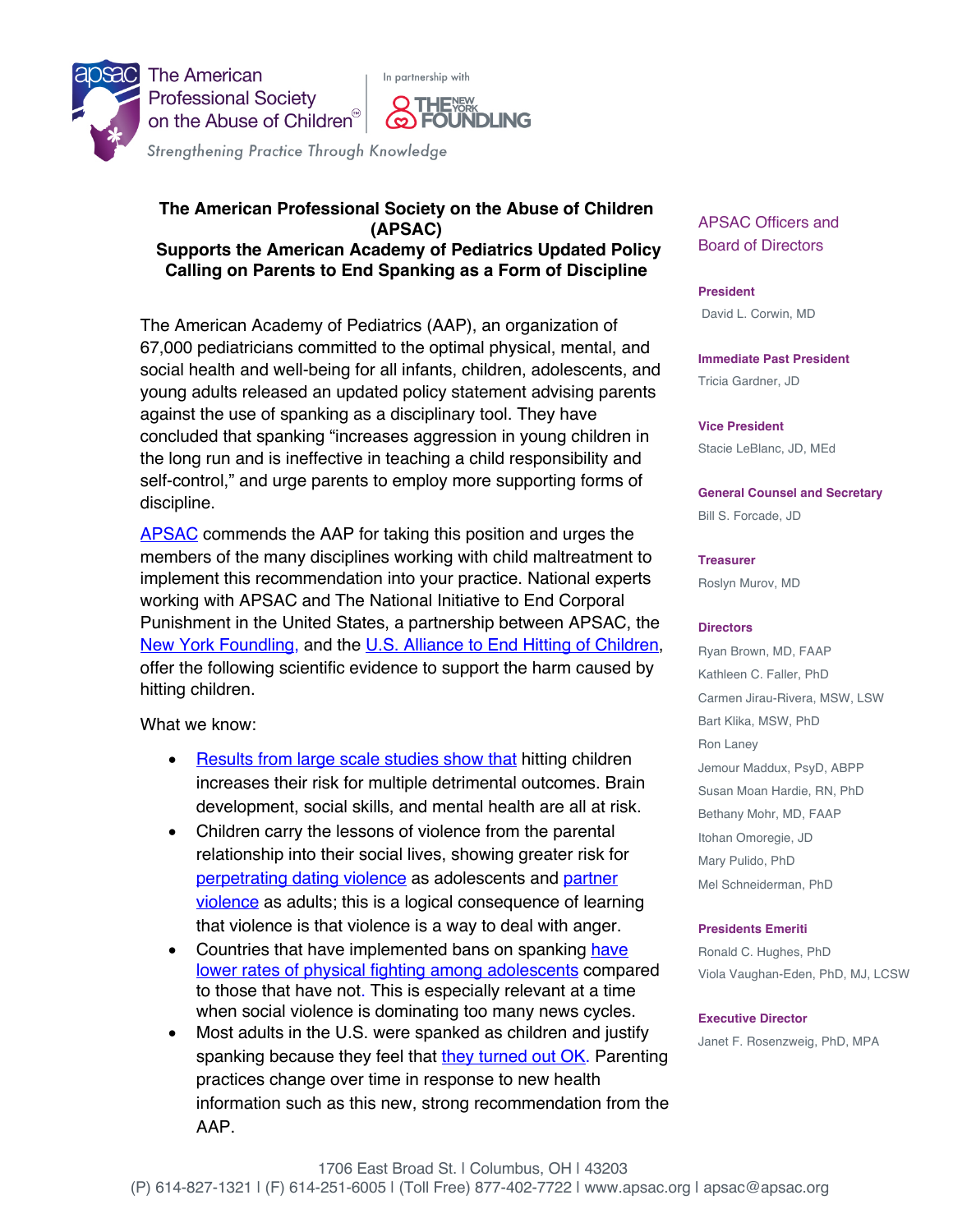The American Professional Society on the Abuse of Children®

In partnership with THE NEW YORK FOUNDLING

*Strengthening Practice Through Knowledge*

## The American Professional Society on the Abuse of Children (APSAC) Supports the American Academy of Pediatrics Updated Policy Calling on Parents to End Spanking as a Form of Discipline

The American Academy of Pediatrics (AAP), an organization of 67,000 pediatricians committed to the optimal physical, mental, and social health and well-being for all infants, children, adolescents, and young adults released an updated policy statement advising parents against the use of spanking as a disciplinary tool. They have concluded that spanking "increases aggression in young children in the long run and is ineffective in teaching a child responsibility and self-control," and urge parents to employ more supporting forms of discipline.

APSAC commends the AAP for taking this position and urges the members of the many disciplines working with child maltreatment to implement this recommendation into your practice. National experts working with APSAC and The National Initiative to End Corporal Punishment in the United States, a partnership between APSAC, the New York Foundling, and the U.S. Alliance to End Hitting of Children, offer the following scientific evidence to support the harm caused by hitting children.

What we know:

- Results from large scale studies show that hitting children increases their risk for multiple detrimental outcomes. Brain development, social skills, and mental health are all at risk.
- Children carry the lessons of violence from the parental relationship into their social lives, showing greater risk for perpetrating dating violence as adolescents and partner violence as adults; this is a logical consequence of learning that violence is that violence is a way to deal with anger.
- Countries that have implemented bans on spanking have lower rates of physical fighting among adolescents compared to those that have not. This is especially relevant at a time when social violence is dominating too many news cycles.
- Most adults in the U.S. were spanked as children and justify spanking because they feel that they turned out OK. Parenting practices change over time in response to new health information such as this new, strong recommendation from the AAP.

**APSAC Officers and Board of Directors**

**President**
David L. Corwin, MD

**Immediate Past President**
Tricia Gardner, JD

**Vice President**
Stacie LeBlanc, JD, MEd

**General Counsel and Secretary**
Bill S. Forcade, JD

**Treasurer**
Roslyn Murov, MD

**Directors**
Ryan Brown, MD, FAAP
Kathleen C. Faller, PhD
Carmen Jirau-Rivera, MSW, LSW
Bart Klika, MSW, PhD
Ron Laney
Jemour Maddux, PsyD, ABPP
Susan Moan Hardie, RN, PhD
Bethany Mohr, MD, FAAP
Itohan Omoregie, JD
Mary Pulido, PhD
Mel Schneiderman, PhD

**Presidents Emeriti**
Ronald C. Hughes, PhD
Viola Vaughan-Eden, PhD, MJ, LCSW

**Executive Director**
Janet F. Rosenzweig, PhD, MPA

1706 East Broad St. | Columbus, OH | 43203
(P) 614-827-1321 | (F) 614-251-6005 | (Toll Free) 877-402-7722 | www.apsac.org | apsac@apsac.org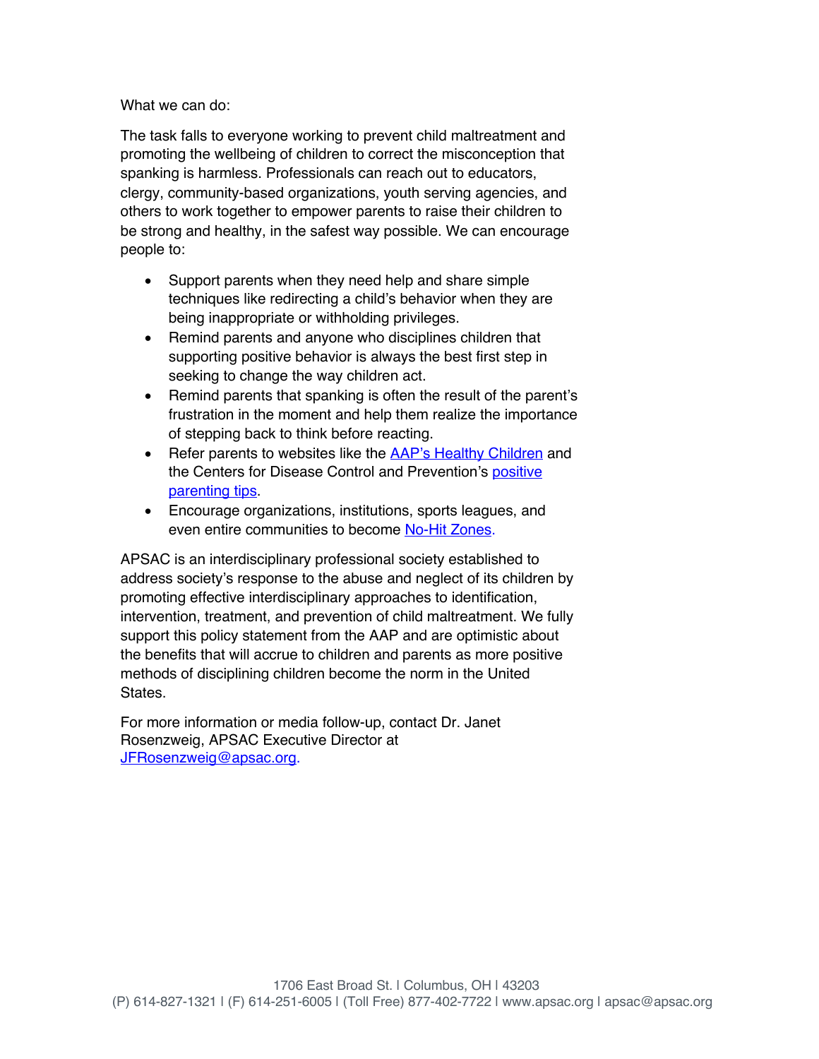What we can do:

The task falls to everyone working to prevent child maltreatment and promoting the wellbeing of children to correct the misconception that spanking is harmless. Professionals can reach out to educators, clergy, community-based organizations, youth serving agencies, and others to work together to empower parents to raise their children to be strong and healthy, in the safest way possible. We can encourage people to:

- Support parents when they need help and share simple techniques like redirecting a child's behavior when they are being inappropriate or withholding privileges.
- Remind parents and anyone who disciplines children that supporting positive behavior is always the best first step in seeking to change the way children act.
- Remind parents that spanking is often the result of the parent's frustration in the moment and help them realize the importance of stepping back to think before reacting.
- Refer parents to websites like the AAP's Healthy Children and the Centers for Disease Control and Prevention's positive parenting tips.
- Encourage organizations, institutions, sports leagues, and even entire communities to become No-Hit Zones.

APSAC is an interdisciplinary professional society established to address society's response to the abuse and neglect of its children by promoting effective interdisciplinary approaches to identification, intervention, treatment, and prevention of child maltreatment. We fully support this policy statement from the AAP and are optimistic about the benefits that will accrue to children and parents as more positive methods of disciplining children become the norm in the United States.

For more information or media follow-up, contact Dr. Janet Rosenzweig, APSAC Executive Director at JFRosenzweig@apsac.org.

1706 East Broad St. | Columbus, OH | 43203
(P) 614-827-1321 | (F) 614-251-6005 | (Toll Free) 877-402-7722 | www.apsac.org | apsac@apsac.org